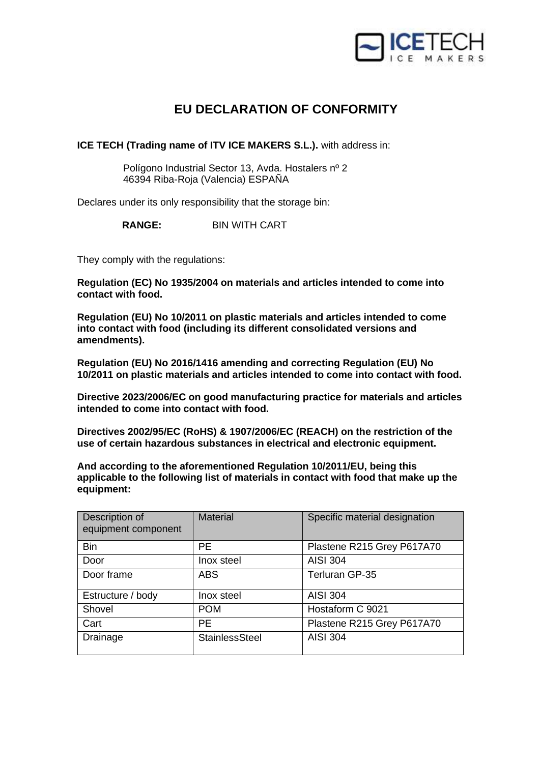ICETECH ICE MAKERS

# EU DECLARATION OF CONFORMITY

**ICE TECH (Trading name of ITV ICE MAKERS S.L.).** with address in:

Polígono Industrial Sector 13, Avda. Hostalers nº 2
46394 Riba-Roja (Valencia) ESPAÑA

Declares under its only responsibility that the storage bin:

**RANGE:** BIN WITH CART

They comply with the regulations:

**Regulation (EC) No 1935/2004 on materials and articles intended to come into contact with food.**

**Regulation (EU) No 10/2011 on plastic materials and articles intended to come into contact with food (including its different consolidated versions and amendments).**

**Regulation (EU) No 2016/1416 amending and correcting Regulation (EU) No 10/2011 on plastic materials and articles intended to come into contact with food.**

**Directive 2023/2006/EC on good manufacturing practice for materials and articles intended to come into contact with food.**

**Directives 2002/95/EC (RoHS) & 1907/2006/EC (REACH) on the restriction of the use of certain hazardous substances in electrical and electronic equipment.**

**And according to the aforementioned Regulation 10/2011/EU, being this applicable to the following list of materials in contact with food that make up the equipment:**

| Description of equipment component | Material | Specific material designation |
|---|---|---|
| Bin | PE | Plastene R215 Grey P617A70 |
| Door | Inox steel | AISI 304 |
| Door frame | ABS | Terluran GP-35 |
| Estructure / body | Inox steel | AISI 304 |
| Shovel | POM | Hostaform C 9021 |
| Cart | PE | Plastene R215 Grey P617A70 |
| Drainage | StainlessSteel | AISI 304 |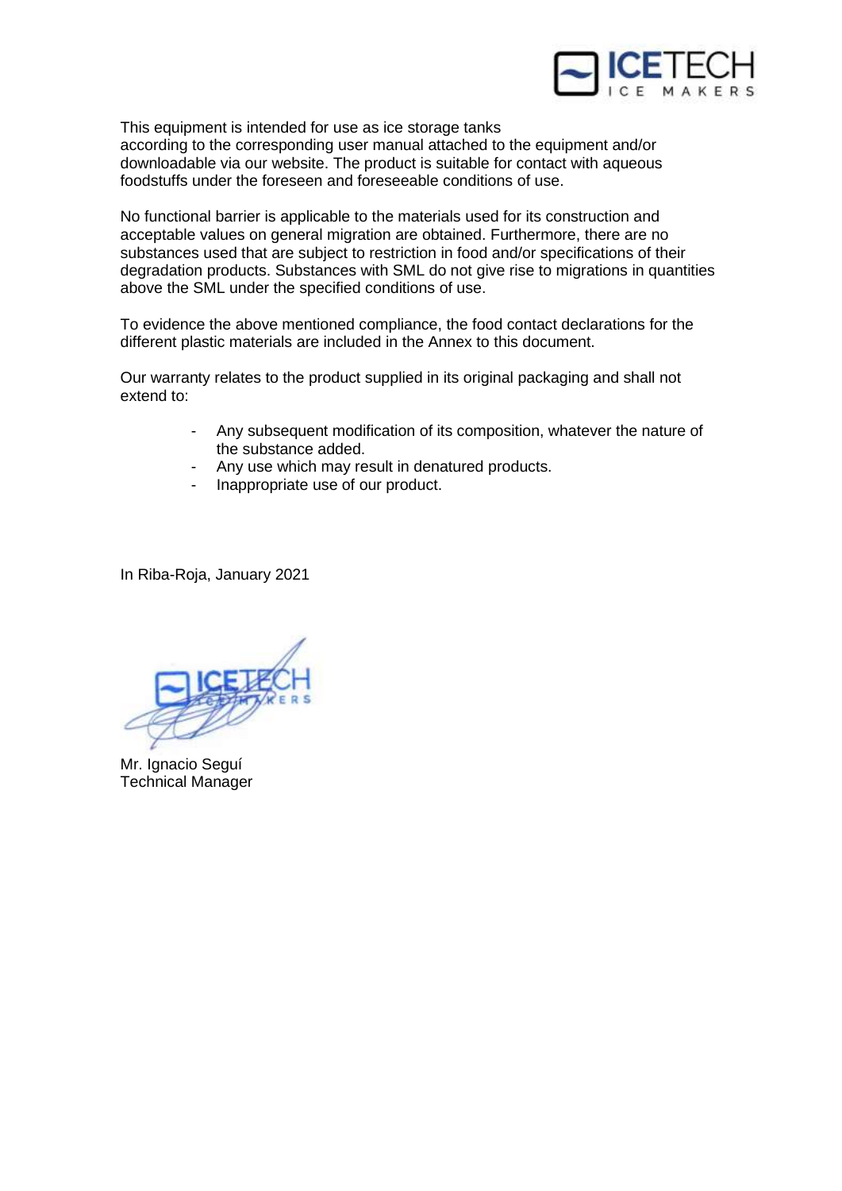This equipment is intended for use as ice storage tanks according to the corresponding user manual attached to the equipment and/or downloadable via our website. The product is suitable for contact with aqueous foodstuffs under the foreseen and foreseeable conditions of use.

No functional barrier is applicable to the materials used for its construction and acceptable values on general migration are obtained. Furthermore, there are no substances used that are subject to restriction in food and/or specifications of their degradation products. Substances with SML do not give rise to migrations in quantities above the SML under the specified conditions of use.

To evidence the above mentioned compliance, the food contact declarations for the different plastic materials are included in the Annex to this document.

Our warranty relates to the product supplied in its original packaging and shall not extend to:

- Any subsequent modification of its composition, whatever the nature of the substance added.
- Any use which may result in denatured products.
- Inappropriate use of our product.

In Riba-Roja, January 2021

Mr. Ignacio Seguí
Technical Manager